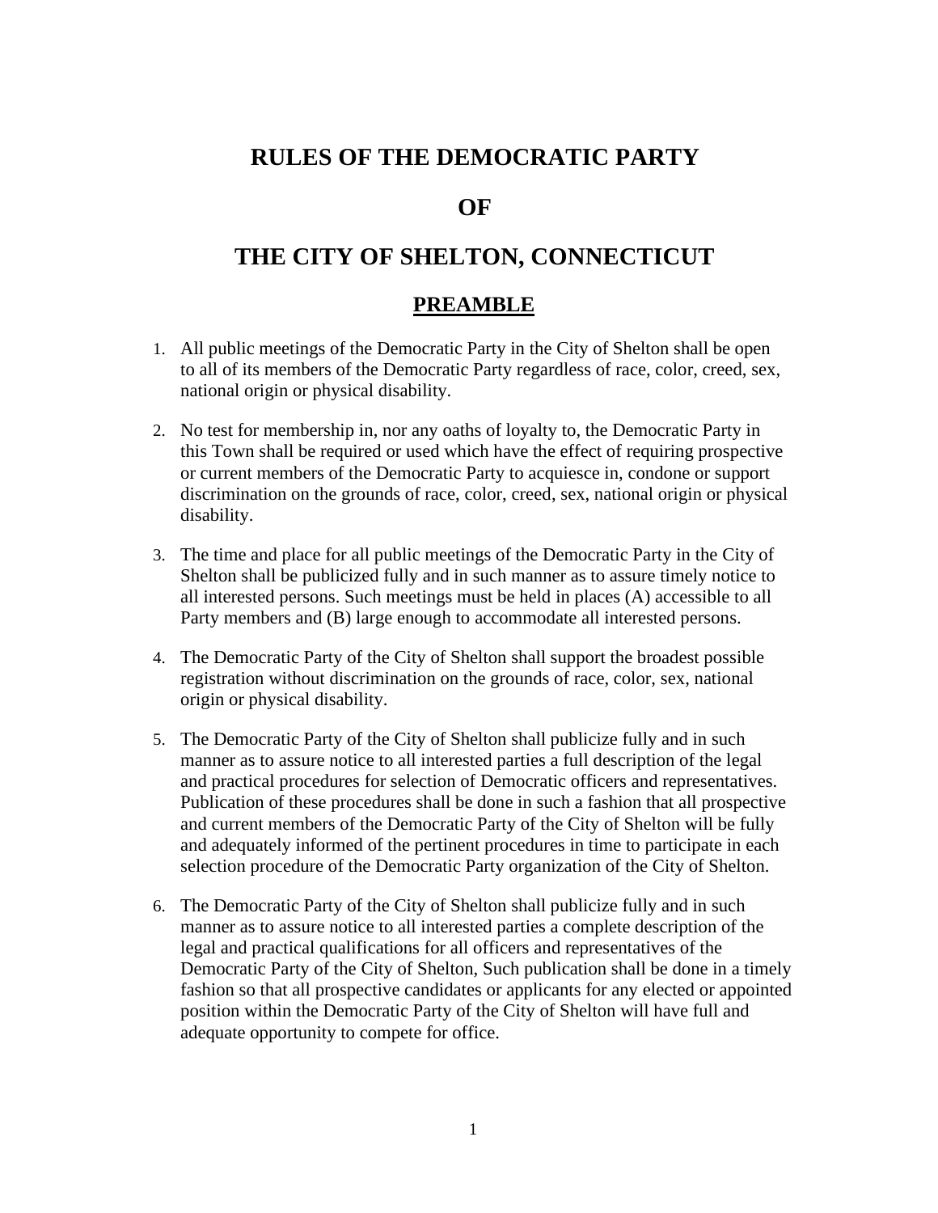# RULES OF THE DEMOCRATIC PARTY

# OF

# THE CITY OF SHELTON, CONNECTICUT

## PREAMBLE

1. All public meetings of the Democratic Party in the City of Shelton shall be open to all of its members of the Democratic Party regardless of race, color, creed, sex, national origin or physical disability.

2. No test for membership in, nor any oaths of loyalty to, the Democratic Party in this Town shall be required or used which have the effect of requiring prospective or current members of the Democratic Party to acquiesce in, condone or support discrimination on the grounds of race, color, creed, sex, national origin or physical disability.

3. The time and place for all public meetings of the Democratic Party in the City of Shelton shall be publicized fully and in such manner as to assure timely notice to all interested persons. Such meetings must be held in places (A) accessible to all Party members and (B) large enough to accommodate all interested persons.

4. The Democratic Party of the City of Shelton shall support the broadest possible registration without discrimination on the grounds of race, color, sex, national origin or physical disability.

5. The Democratic Party of the City of Shelton shall publicize fully and in such manner as to assure notice to all interested parties a full description of the legal and practical procedures for selection of Democratic officers and representatives. Publication of these procedures shall be done in such a fashion that all prospective and current members of the Democratic Party of the City of Shelton will be fully and adequately informed of the pertinent procedures in time to participate in each selection procedure of the Democratic Party organization of the City of Shelton.

6. The Democratic Party of the City of Shelton shall publicize fully and in such manner as to assure notice to all interested parties a complete description of the legal and practical qualifications for all officers and representatives of the Democratic Party of the City of Shelton, Such publication shall be done in a timely fashion so that all prospective candidates or applicants for any elected or appointed position within the Democratic Party of the City of Shelton will have full and adequate opportunity to compete for office.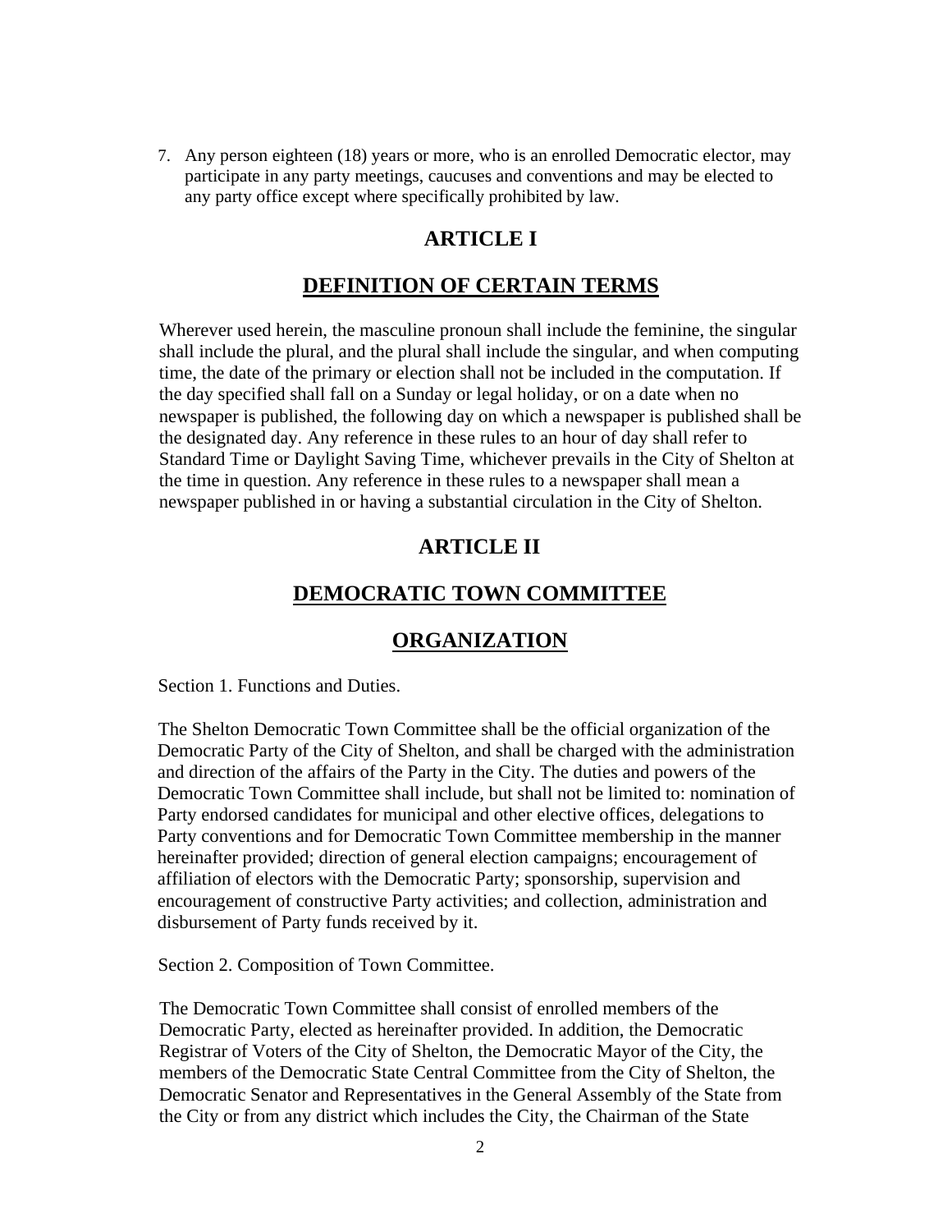7. Any person eighteen (18) years or more, who is an enrolled Democratic elector, may participate in any party meetings, caucuses and conventions and may be elected to any party office except where specifically prohibited by law.

## ARTICLE I

## DEFINITION OF CERTAIN TERMS

Wherever used herein, the masculine pronoun shall include the feminine, the singular shall include the plural, and the plural shall include the singular, and when computing time, the date of the primary or election shall not be included in the computation. If the day specified shall fall on a Sunday or legal holiday, or on a date when no newspaper is published, the following day on which a newspaper is published shall be the designated day. Any reference in these rules to an hour of day shall refer to Standard Time or Daylight Saving Time, whichever prevails in the City of Shelton at the time in question. Any reference in these rules to a newspaper shall mean a newspaper published in or having a substantial circulation in the City of Shelton.

## ARTICLE II

## DEMOCRATIC TOWN COMMITTEE

## ORGANIZATION

Section 1. Functions and Duties.

The Shelton Democratic Town Committee shall be the official organization of the Democratic Party of the City of Shelton, and shall be charged with the administration and direction of the affairs of the Party in the City. The duties and powers of the Democratic Town Committee shall include, but shall not be limited to: nomination of Party endorsed candidates for municipal and other elective offices, delegations to Party conventions and for Democratic Town Committee membership in the manner hereinafter provided; direction of general election campaigns; encouragement of affiliation of electors with the Democratic Party; sponsorship, supervision and encouragement of constructive Party activities; and collection, administration and disbursement of Party funds received by it.

Section 2. Composition of Town Committee.

The Democratic Town Committee shall consist of enrolled members of the Democratic Party, elected as hereinafter provided. In addition, the Democratic Registrar of Voters of the City of Shelton, the Democratic Mayor of the City, the members of the Democratic State Central Committee from the City of Shelton, the Democratic Senator and Representatives in the General Assembly of the State from the City or from any district which includes the City, the Chairman of the State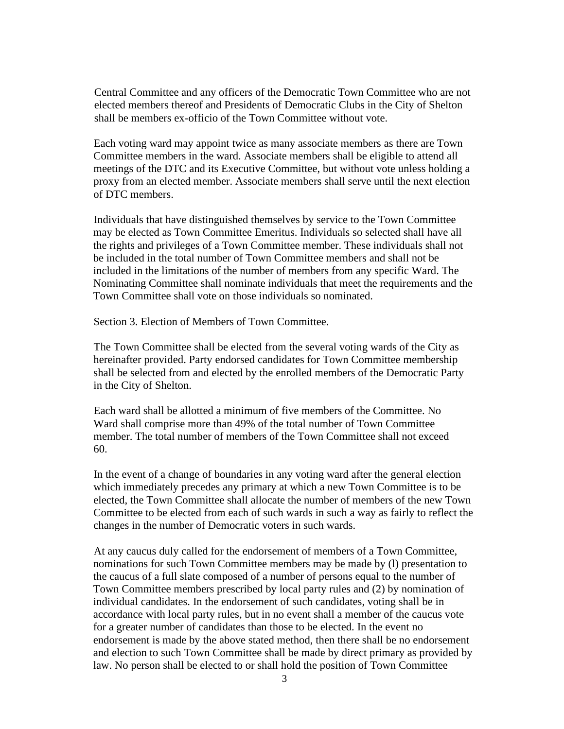Central Committee and any officers of the Democratic Town Committee who are not elected members thereof and Presidents of Democratic Clubs in the City of Shelton shall be members ex-officio of the Town Committee without vote.

Each voting ward may appoint twice as many associate members as there are Town Committee members in the ward. Associate members shall be eligible to attend all meetings of the DTC and its Executive Committee, but without vote unless holding a proxy from an elected member. Associate members shall serve until the next election of DTC members.

Individuals that have distinguished themselves by service to the Town Committee may be elected as Town Committee Emeritus. Individuals so selected shall have all the rights and privileges of a Town Committee member. These individuals shall not be included in the total number of Town Committee members and shall not be included in the limitations of the number of members from any specific Ward. The Nominating Committee shall nominate individuals that meet the requirements and the Town Committee shall vote on those individuals so nominated.

Section 3. Election of Members of Town Committee.

The Town Committee shall be elected from the several voting wards of the City as hereinafter provided. Party endorsed candidates for Town Committee membership shall be selected from and elected by the enrolled members of the Democratic Party in the City of Shelton.

Each ward shall be allotted a minimum of five members of the Committee. No Ward shall comprise more than 49% of the total number of Town Committee member. The total number of members of the Town Committee shall not exceed 60.

In the event of a change of boundaries in any voting ward after the general election which immediately precedes any primary at which a new Town Committee is to be elected, the Town Committee shall allocate the number of members of the new Town Committee to be elected from each of such wards in such a way as fairly to reflect the changes in the number of Democratic voters in such wards.

At any caucus duly called for the endorsement of members of a Town Committee, nominations for such Town Committee members may be made by (l) presentation to the caucus of a full slate composed of a number of persons equal to the number of Town Committee members prescribed by local party rules and (2) by nomination of individual candidates. In the endorsement of such candidates, voting shall be in accordance with local party rules, but in no event shall a member of the caucus vote for a greater number of candidates than those to be elected. In the event no endorsement is made by the above stated method, then there shall be no endorsement and election to such Town Committee shall be made by direct primary as provided by law. No person shall be elected to or shall hold the position of Town Committee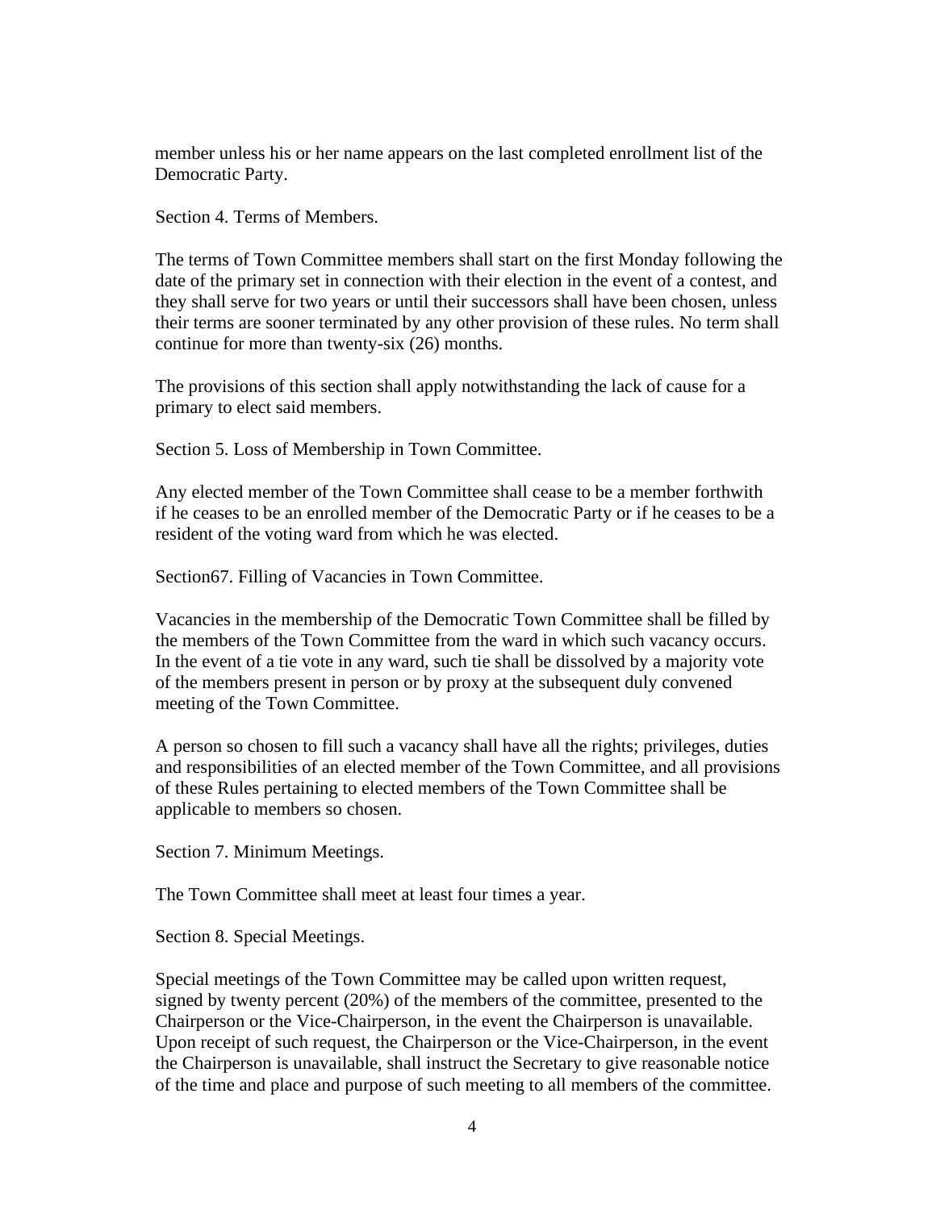member unless his or her name appears on the last completed enrollment list of the Democratic Party.

Section 4. Terms of Members.

The terms of Town Committee members shall start on the first Monday following the date of the primary set in connection with their election in the event of a contest, and they shall serve for two years or until their successors shall have been chosen, unless their terms are sooner terminated by any other provision of these rules. No term shall continue for more than twenty-six (26) months.

The provisions of this section shall apply notwithstanding the lack of cause for a primary to elect said members.

Section 5. Loss of Membership in Town Committee.

Any elected member of the Town Committee shall cease to be a member forthwith if he ceases to be an enrolled member of the Democratic Party or if he ceases to be a resident of the voting ward from which he was elected.

Section67. Filling of Vacancies in Town Committee.

Vacancies in the membership of the Democratic Town Committee shall be filled by the members of the Town Committee from the ward in which such vacancy occurs. In the event of a tie vote in any ward, such tie shall be dissolved by a majority vote of the members present in person or by proxy at the subsequent duly convened meeting of the Town Committee.

A person so chosen to fill such a vacancy shall have all the rights; privileges, duties and responsibilities of an elected member of the Town Committee, and all provisions of these Rules pertaining to elected members of the Town Committee shall be applicable to members so chosen.

Section 7. Minimum Meetings.

The Town Committee shall meet at least four times a year.

Section 8. Special Meetings.

Special meetings of the Town Committee may be called upon written request, signed by twenty percent (20%) of the members of the committee, presented to the Chairperson or the Vice-Chairperson, in the event the Chairperson is unavailable. Upon receipt of such request, the Chairperson or the Vice-Chairperson, in the event the Chairperson is unavailable, shall instruct the Secretary to give reasonable notice of the time and place and purpose of such meeting to all members of the committee.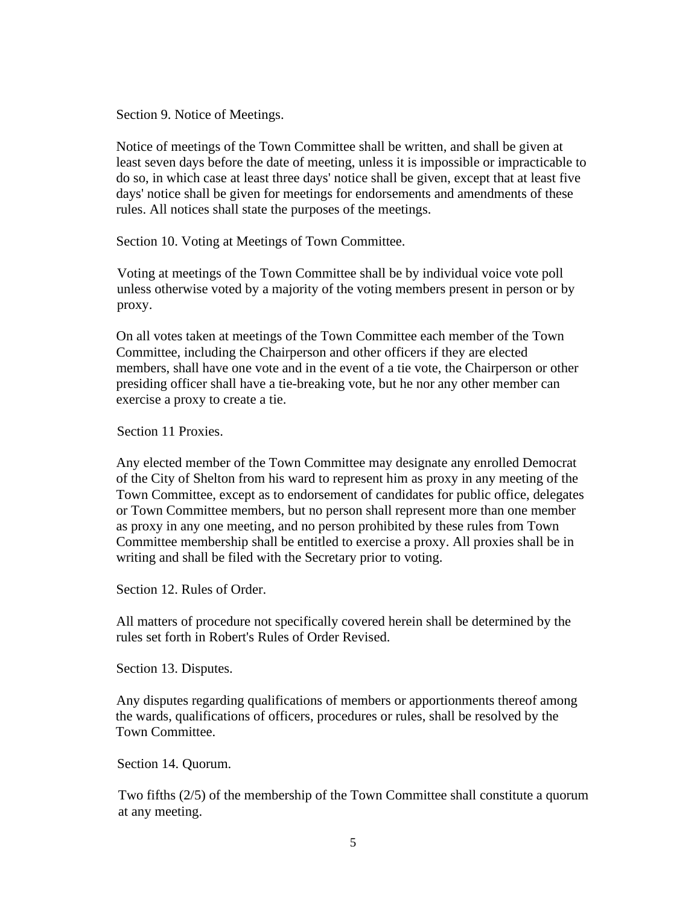Section 9. Notice of Meetings.

Notice of meetings of the Town Committee shall be written, and shall be given at least seven days before the date of meeting, unless it is impossible or impracticable to do so, in which case at least three days' notice shall be given, except that at least five days' notice shall be given for meetings for endorsements and amendments of these rules. All notices shall state the purposes of the meetings.

Section 10. Voting at Meetings of Town Committee.

Voting at meetings of the Town Committee shall be by individual voice vote poll unless otherwise voted by a majority of the voting members present in person or by proxy.

On all votes taken at meetings of the Town Committee each member of the Town Committee, including the Chairperson and other officers if they are elected members, shall have one vote and in the event of a tie vote, the Chairperson or other presiding officer shall have a tie-breaking vote, but he nor any other member can exercise a proxy to create a tie.

Section 11 Proxies.

Any elected member of the Town Committee may designate any enrolled Democrat of the City of Shelton from his ward to represent him as proxy in any meeting of the Town Committee, except as to endorsement of candidates for public office, delegates or Town Committee members, but no person shall represent more than one member as proxy in any one meeting, and no person prohibited by these rules from Town Committee membership shall be entitled to exercise a proxy. All proxies shall be in writing and shall be filed with the Secretary prior to voting.

Section 12. Rules of Order.

All matters of procedure not specifically covered herein shall be determined by the rules set forth in Robert's Rules of Order Revised.

Section 13. Disputes.

Any disputes regarding qualifications of members or apportionments thereof among the wards, qualifications of officers, procedures or rules, shall be resolved by the Town Committee.

Section 14. Quorum.

Two fifths (2/5) of the membership of the Town Committee shall constitute a quorum at any meeting.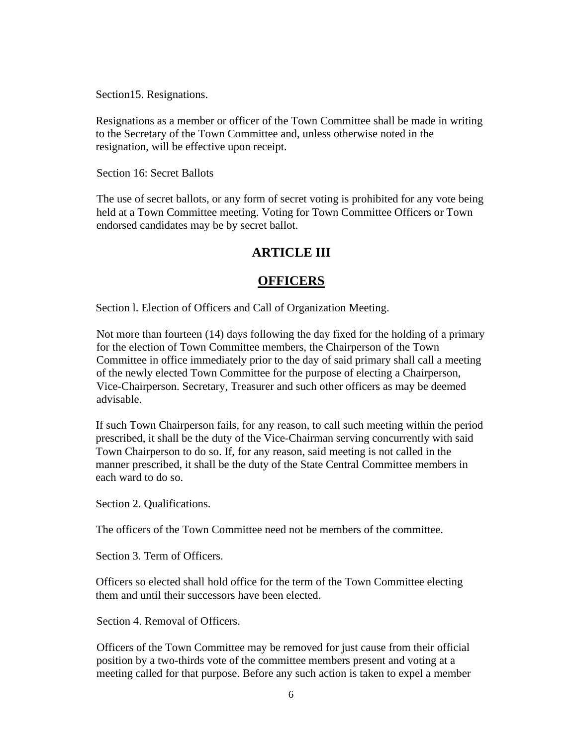Section15. Resignations.

Resignations as a member or officer of the Town Committee shall be made in writing to the Secretary of the Town Committee and, unless otherwise noted in the resignation, will be effective upon receipt.

Section 16: Secret Ballots

The use of secret ballots, or any form of secret voting is prohibited for any vote being held at a Town Committee meeting. Voting for Town Committee Officers or Town endorsed candidates may be by secret ballot.

# ARTICLE III

# OFFICERS

Section l. Election of Officers and Call of Organization Meeting.

Not more than fourteen (14) days following the day fixed for the holding of a primary for the election of Town Committee members, the Chairperson of the Town Committee in office immediately prior to the day of said primary shall call a meeting of the newly elected Town Committee for the purpose of electing a Chairperson, Vice-Chairperson. Secretary, Treasurer and such other officers as may be deemed advisable.

If such Town Chairperson fails, for any reason, to call such meeting within the period prescribed, it shall be the duty of the Vice-Chairman serving concurrently with said Town Chairperson to do so. If, for any reason, said meeting is not called in the manner prescribed, it shall be the duty of the State Central Committee members in each ward to do so.

Section 2. Qualifications.

The officers of the Town Committee need not be members of the committee.

Section 3. Term of Officers.

Officers so elected shall hold office for the term of the Town Committee electing them and until their successors have been elected.

Section 4. Removal of Officers.

Officers of the Town Committee may be removed for just cause from their official position by a two-thirds vote of the committee members present and voting at a meeting called for that purpose. Before any such action is taken to expel a member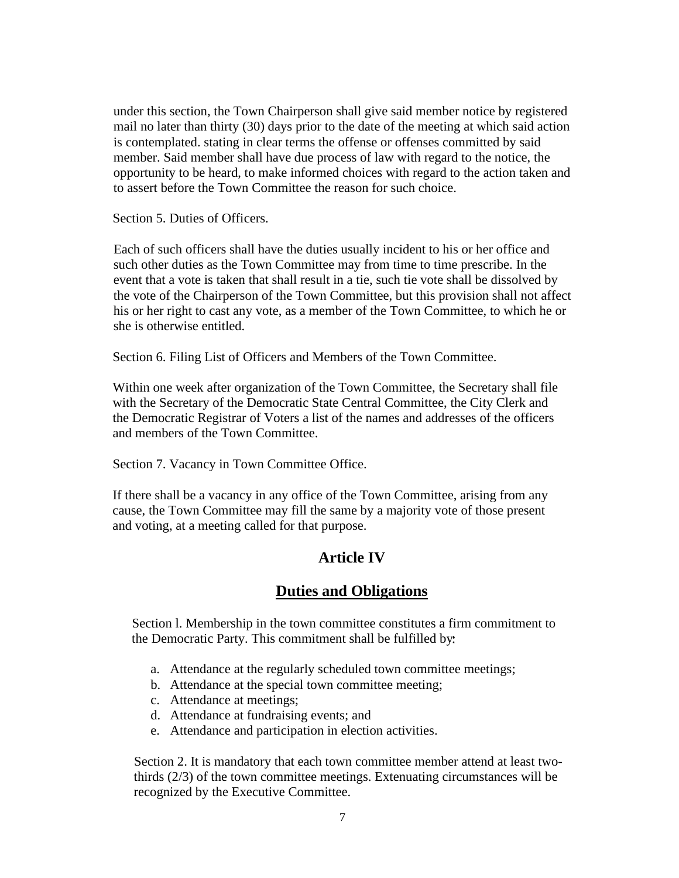under this section, the Town Chairperson shall give said member notice by registered mail no later than thirty (30) days prior to the date of the meeting at which said action is contemplated. stating in clear terms the offense or offenses committed by said member. Said member shall have due process of law with regard to the notice, the opportunity to be heard, to make informed choices with regard to the action taken and to assert before the Town Committee the reason for such choice.

Section 5. Duties of Officers.

Each of such officers shall have the duties usually incident to his or her office and such other duties as the Town Committee may from time to time prescribe. In the event that a vote is taken that shall result in a tie, such tie vote shall be dissolved by the vote of the Chairperson of the Town Committee, but this provision shall not affect his or her right to cast any vote, as a member of the Town Committee, to which he or she is otherwise entitled.

Section 6. Filing List of Officers and Members of the Town Committee.

Within one week after organization of the Town Committee, the Secretary shall file with the Secretary of the Democratic State Central Committee, the City Clerk and the Democratic Registrar of Voters a list of the names and addresses of the officers and members of the Town Committee.

Section 7. Vacancy in Town Committee Office.

If there shall be a vacancy in any office of the Town Committee, arising from any cause, the Town Committee may fill the same by a majority vote of those present and voting, at a meeting called for that purpose.

## Article IV

## Duties and Obligations

Section l. Membership in the town committee constitutes a firm commitment to the Democratic Party. This commitment shall be fulfilled by:

a. Attendance at the regularly scheduled town committee meetings;
b. Attendance at the special town committee meeting;
c. Attendance at meetings;
d. Attendance at fundraising events; and
e. Attendance and participation in election activities.

Section 2. It is mandatory that each town committee member attend at least two-thirds (2/3) of the town committee meetings. Extenuating circumstances will be recognized by the Executive Committee.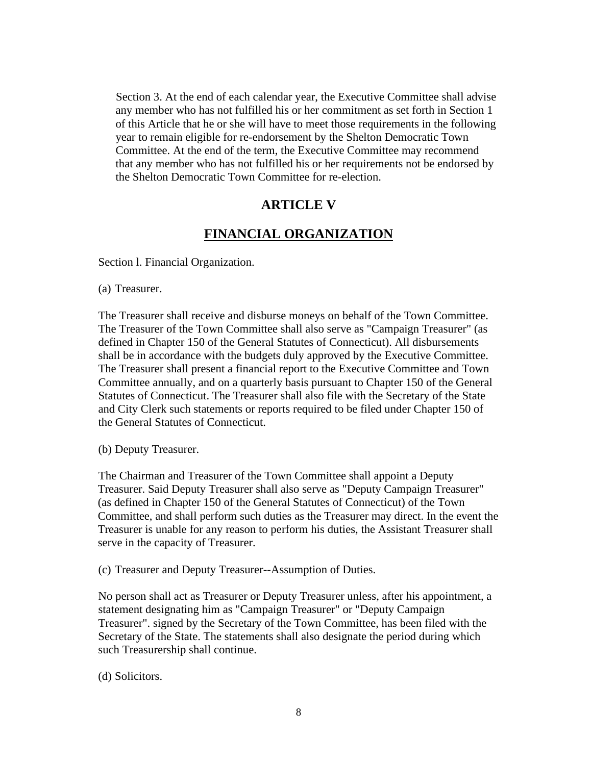Section 3. At the end of each calendar year, the Executive Committee shall advise any member who has not fulfilled his or her commitment as set forth in Section 1 of this Article that he or she will have to meet those requirements in the following year to remain eligible for re-endorsement by the Shelton Democratic Town Committee. At the end of the term, the Executive Committee may recommend that any member who has not fulfilled his or her requirements not be endorsed by the Shelton Democratic Town Committee for re-election.

## ARTICLE V

## FINANCIAL ORGANIZATION

Section l. Financial Organization.

(a) Treasurer.

The Treasurer shall receive and disburse moneys on behalf of the Town Committee. The Treasurer of the Town Committee shall also serve as "Campaign Treasurer" (as defined in Chapter 150 of the General Statutes of Connecticut). All disbursements shall be in accordance with the budgets duly approved by the Executive Committee. The Treasurer shall present a financial report to the Executive Committee and Town Committee annually, and on a quarterly basis pursuant to Chapter 150 of the General Statutes of Connecticut. The Treasurer shall also file with the Secretary of the State and City Clerk such statements or reports required to be filed under Chapter 150 of the General Statutes of Connecticut.

(b) Deputy Treasurer.

The Chairman and Treasurer of the Town Committee shall appoint a Deputy Treasurer. Said Deputy Treasurer shall also serve as "Deputy Campaign Treasurer" (as defined in Chapter 150 of the General Statutes of Connecticut) of the Town Committee, and shall perform such duties as the Treasurer may direct. In the event the Treasurer is unable for any reason to perform his duties, the Assistant Treasurer shall serve in the capacity of Treasurer.

(c) Treasurer and Deputy Treasurer--Assumption of Duties.

No person shall act as Treasurer or Deputy Treasurer unless, after his appointment, a statement designating him as "Campaign Treasurer" or "Deputy Campaign Treasurer". signed by the Secretary of the Town Committee, has been filed with the Secretary of the State. The statements shall also designate the period during which such Treasurership shall continue.

(d) Solicitors.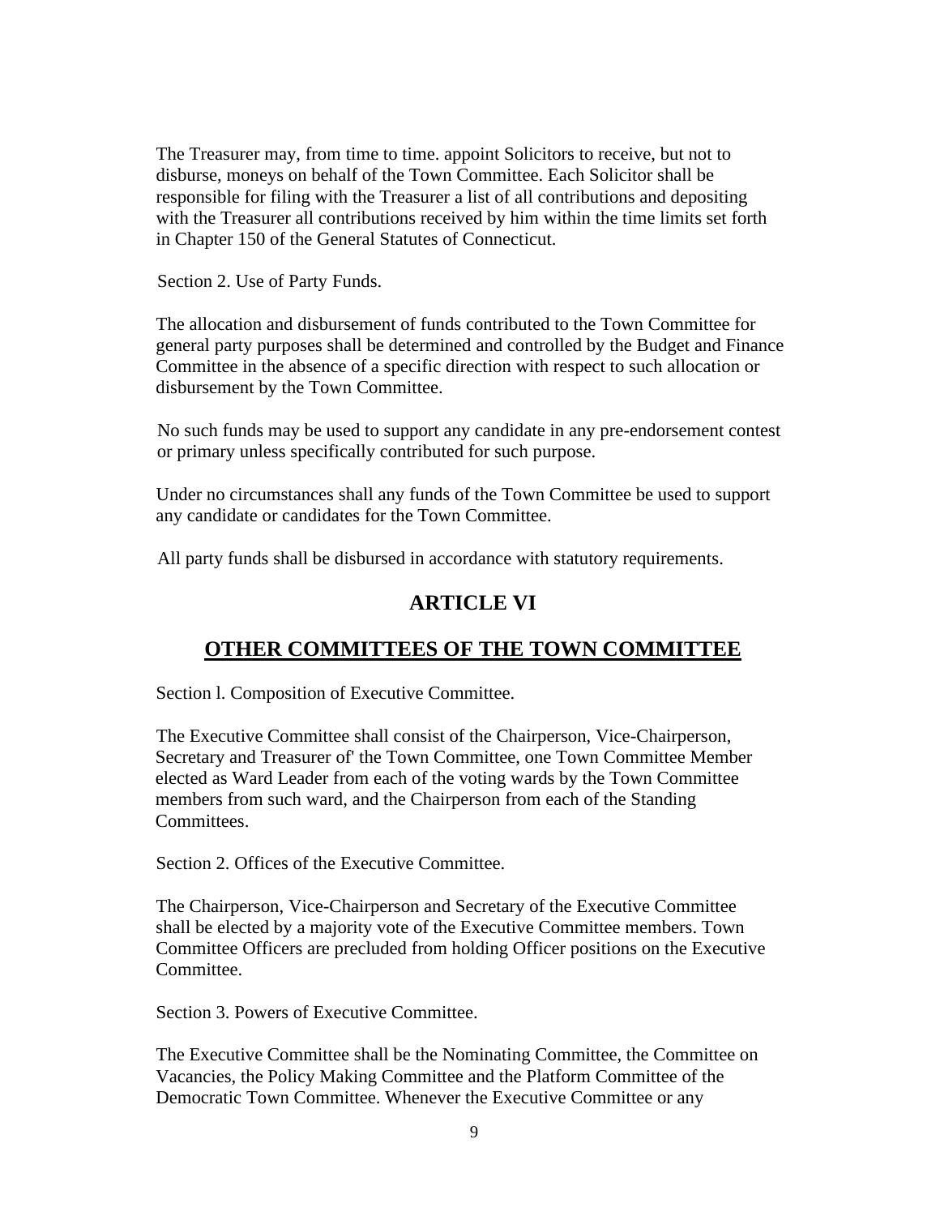The Treasurer may, from time to time. appoint Solicitors to receive, but not to disburse, moneys on behalf of the Town Committee. Each Solicitor shall be responsible for filing with the Treasurer a list of all contributions and depositing with the Treasurer all contributions received by him within the time limits set forth in Chapter 150 of the General Statutes of Connecticut.

Section 2. Use of Party Funds.

The allocation and disbursement of funds contributed to the Town Committee for general party purposes shall be determined and controlled by the Budget and Finance Committee in the absence of a specific direction with respect to such allocation or disbursement by the Town Committee.

No such funds may be used to support any candidate in any pre-endorsement contest or primary unless specifically contributed for such purpose.

Under no circumstances shall any funds of the Town Committee be used to support any candidate or candidates for the Town Committee.

All party funds shall be disbursed in accordance with statutory requirements.

## ARTICLE VI

## OTHER COMMITTEES OF THE TOWN COMMITTEE

Section l. Composition of Executive Committee.

The Executive Committee shall consist of the Chairperson, Vice-Chairperson, Secretary and Treasurer of' the Town Committee, one Town Committee Member elected as Ward Leader from each of the voting wards by the Town Committee members from such ward, and the Chairperson from each of the Standing Committees.

Section 2. Offices of the Executive Committee.

The Chairperson, Vice-Chairperson and Secretary of the Executive Committee shall be elected by a majority vote of the Executive Committee members. Town Committee Officers are precluded from holding Officer positions on the Executive Committee.

Section 3. Powers of Executive Committee.

The Executive Committee shall be the Nominating Committee, the Committee on Vacancies, the Policy Making Committee and the Platform Committee of the Democratic Town Committee. Whenever the Executive Committee or any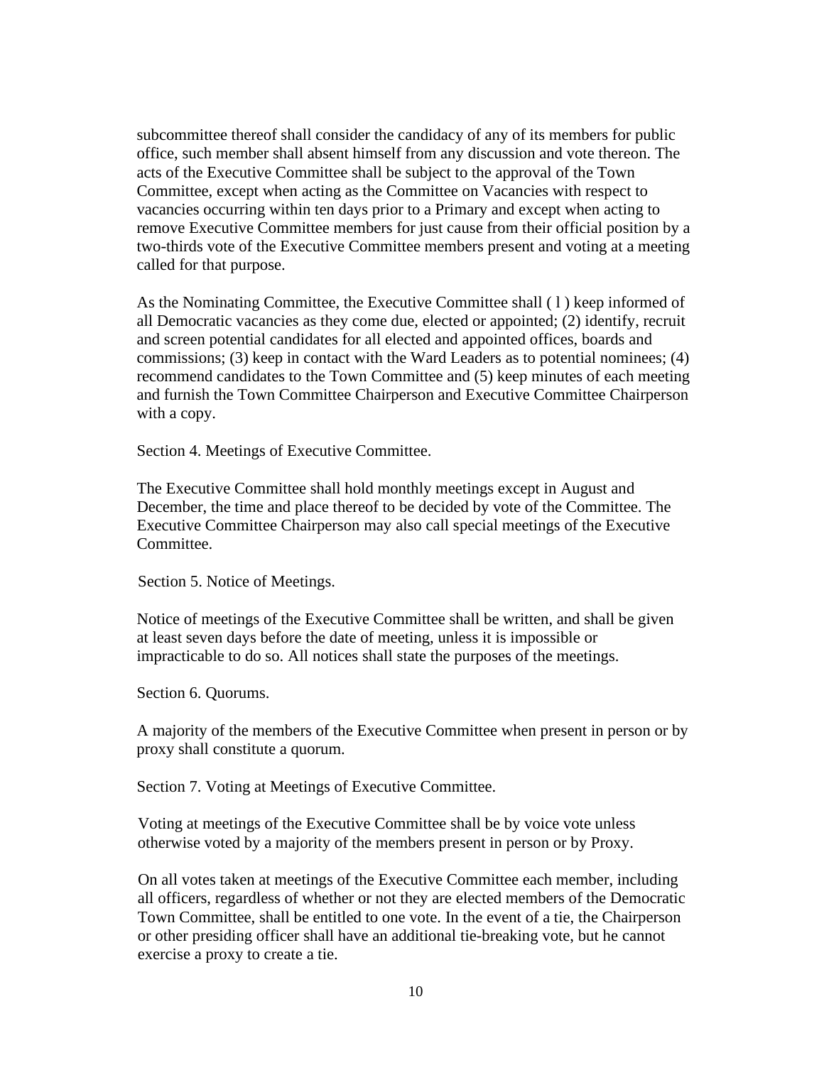subcommittee thereof shall consider the candidacy of any of its members for public office, such member shall absent himself from any discussion and vote thereon. The acts of the Executive Committee shall be subject to the approval of the Town Committee, except when acting as the Committee on Vacancies with respect to vacancies occurring within ten days prior to a Primary and except when acting to remove Executive Committee members for just cause from their official position by a two-thirds vote of the Executive Committee members present and voting at a meeting called for that purpose.

As the Nominating Committee, the Executive Committee shall ( l ) keep informed of all Democratic vacancies as they come due, elected or appointed; (2) identify, recruit and screen potential candidates for all elected and appointed offices, boards and commissions; (3) keep in contact with the Ward Leaders as to potential nominees; (4) recommend candidates to the Town Committee and (5) keep minutes of each meeting and furnish the Town Committee Chairperson and Executive Committee Chairperson with a copy.

Section 4. Meetings of Executive Committee.

The Executive Committee shall hold monthly meetings except in August and December, the time and place thereof to be decided by vote of the Committee. The Executive Committee Chairperson may also call special meetings of the Executive Committee.

Section 5. Notice of Meetings.

Notice of meetings of the Executive Committee shall be written, and shall be given at least seven days before the date of meeting, unless it is impossible or impracticable to do so. All notices shall state the purposes of the meetings.

Section 6. Quorums.

A majority of the members of the Executive Committee when present in person or by proxy shall constitute a quorum.

Section 7. Voting at Meetings of Executive Committee.

Voting at meetings of the Executive Committee shall be by voice vote unless otherwise voted by a majority of the members present in person or by Proxy.

On all votes taken at meetings of the Executive Committee each member, including all officers, regardless of whether or not they are elected members of the Democratic Town Committee, shall be entitled to one vote. In the event of a tie, the Chairperson or other presiding officer shall have an additional tie-breaking vote, but he cannot exercise a proxy to create a tie.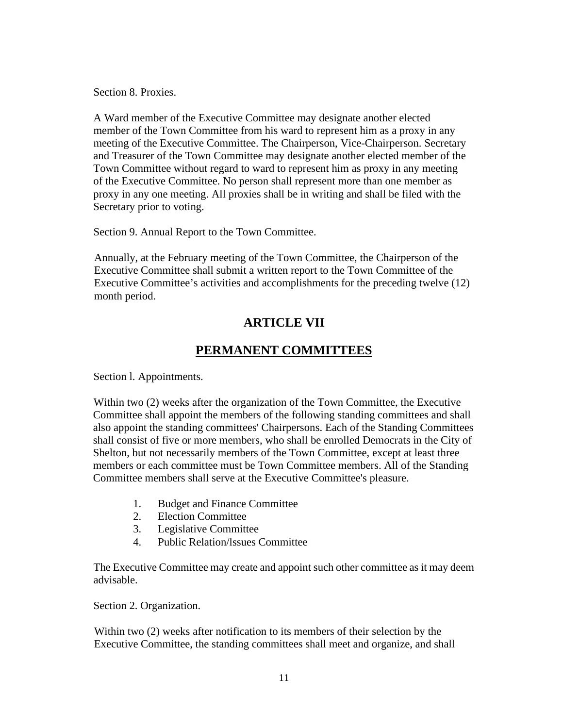Section 8. Proxies.

A Ward member of the Executive Committee may designate another elected member of the Town Committee from his ward to represent him as a proxy in any meeting of the Executive Committee. The Chairperson, Vice-Chairperson. Secretary and Treasurer of the Town Committee may designate another elected member of the Town Committee without regard to ward to represent him as proxy in any meeting of the Executive Committee. No person shall represent more than one member as proxy in any one meeting. All proxies shall be in writing and shall be filed with the Secretary prior to voting.

Section 9. Annual Report to the Town Committee.

Annually, at the February meeting of the Town Committee, the Chairperson of the Executive Committee shall submit a written report to the Town Committee of the Executive Committee's activities and accomplishments for the preceding twelve (12) month period.

## ARTICLE VII

## PERMANENT COMMITTEES

Section l. Appointments.

Within two (2) weeks after the organization of the Town Committee, the Executive Committee shall appoint the members of the following standing committees and shall also appoint the standing committees' Chairpersons. Each of the Standing Committees shall consist of five or more members, who shall be enrolled Democrats in the City of Shelton, but not necessarily members of the Town Committee, except at least three members or each committee must be Town Committee members. All of the Standing Committee members shall serve at the Executive Committee's pleasure.

1. Budget and Finance Committee
2. Election Committee
3. Legislative Committee
4. Public Relation/lssues Committee

The Executive Committee may create and appoint such other committee as it may deem advisable.

Section 2. Organization.

Within two (2) weeks after notification to its members of their selection by the Executive Committee, the standing committees shall meet and organize, and shall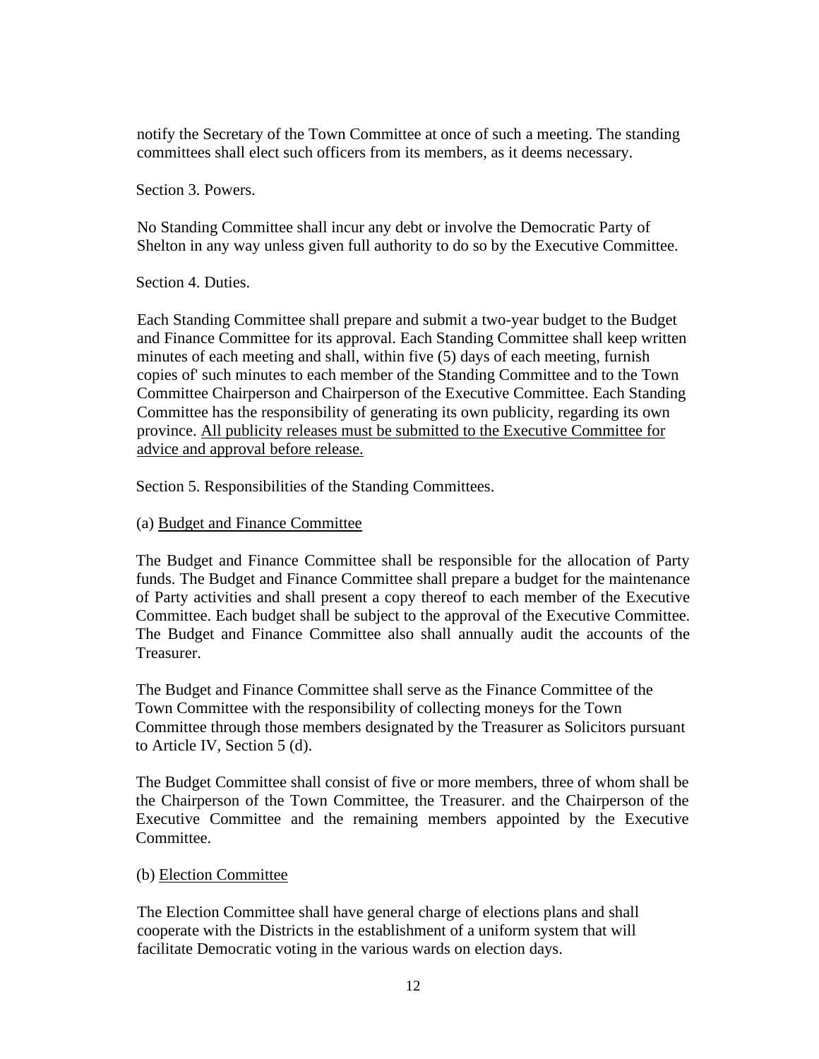notify the Secretary of the Town Committee at once of such a meeting. The standing committees shall elect such officers from its members, as it deems necessary.

Section 3. Powers.

No Standing Committee shall incur any debt or involve the Democratic Party of Shelton in any way unless given full authority to do so by the Executive Committee.

Section 4. Duties.

Each Standing Committee shall prepare and submit a two-year budget to the Budget and Finance Committee for its approval. Each Standing Committee shall keep written minutes of each meeting and shall, within five (5) days of each meeting, furnish copies of' such minutes to each member of the Standing Committee and to the Town Committee Chairperson and Chairperson of the Executive Committee. Each Standing Committee has the responsibility of generating its own publicity, regarding its own province. <u>All publicity releases must be submitted to the Executive Committee for advice and approval before release.</u>

Section 5. Responsibilities of the Standing Committees.

(a) <u>Budget and Finance Committee</u>

The Budget and Finance Committee shall be responsible for the allocation of Party funds. The Budget and Finance Committee shall prepare a budget for the maintenance of Party activities and shall present a copy thereof to each member of the Executive Committee. Each budget shall be subject to the approval of the Executive Committee. The Budget and Finance Committee also shall annually audit the accounts of the Treasurer.

The Budget and Finance Committee shall serve as the Finance Committee of the Town Committee with the responsibility of collecting moneys for the Town Committee through those members designated by the Treasurer as Solicitors pursuant to Article IV, Section 5 (d).

The Budget Committee shall consist of five or more members, three of whom shall be the Chairperson of the Town Committee, the Treasurer. and the Chairperson of the Executive Committee and the remaining members appointed by the Executive Committee.

(b) <u>Election Committee</u>

The Election Committee shall have general charge of elections plans and shall cooperate with the Districts in the establishment of a uniform system that will facilitate Democratic voting in the various wards on election days.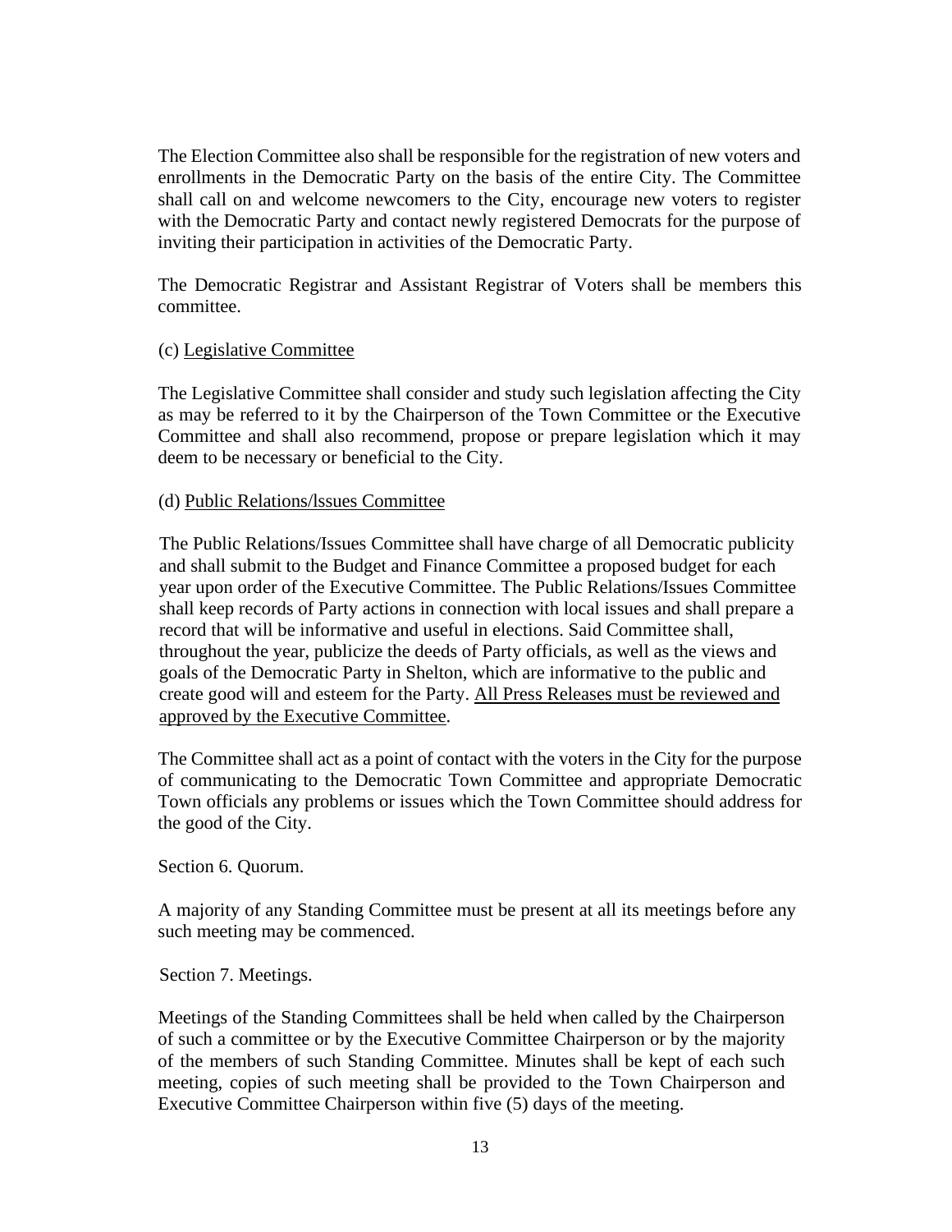The Election Committee also shall be responsible for the registration of new voters and enrollments in the Democratic Party on the basis of the entire City. The Committee shall call on and welcome newcomers to the City, encourage new voters to register with the Democratic Party and contact newly registered Democrats for the purpose of inviting their participation in activities of the Democratic Party.

The Democratic Registrar and Assistant Registrar of Voters shall be members this committee.

(c) <u>Legislative Committee</u>

The Legislative Committee shall consider and study such legislation affecting the City as may be referred to it by the Chairperson of the Town Committee or the Executive Committee and shall also recommend, propose or prepare legislation which it may deem to be necessary or beneficial to the City.

(d) <u>Public Relations/lssues Committee</u>

The Public Relations/Issues Committee shall have charge of all Democratic publicity and shall submit to the Budget and Finance Committee a proposed budget for each year upon order of the Executive Committee. The Public Relations/Issues Committee shall keep records of Party actions in connection with local issues and shall prepare a record that will be informative and useful in elections. Said Committee shall, throughout the year, publicize the deeds of Party officials, as well as the views and goals of the Democratic Party in Shelton, which are informative to the public and create good will and esteem for the Party. <u>All Press Releases must be reviewed and approved by the Executive Committee</u>.

The Committee shall act as a point of contact with the voters in the City for the purpose of communicating to the Democratic Town Committee and appropriate Democratic Town officials any problems or issues which the Town Committee should address for the good of the City.

Section 6. Quorum.

A majority of any Standing Committee must be present at all its meetings before any such meeting may be commenced.

Section 7. Meetings.

Meetings of the Standing Committees shall be held when called by the Chairperson of such a committee or by the Executive Committee Chairperson or by the majority of the members of such Standing Committee. Minutes shall be kept of each such meeting, copies of such meeting shall be provided to the Town Chairperson and Executive Committee Chairperson within five (5) days of the meeting.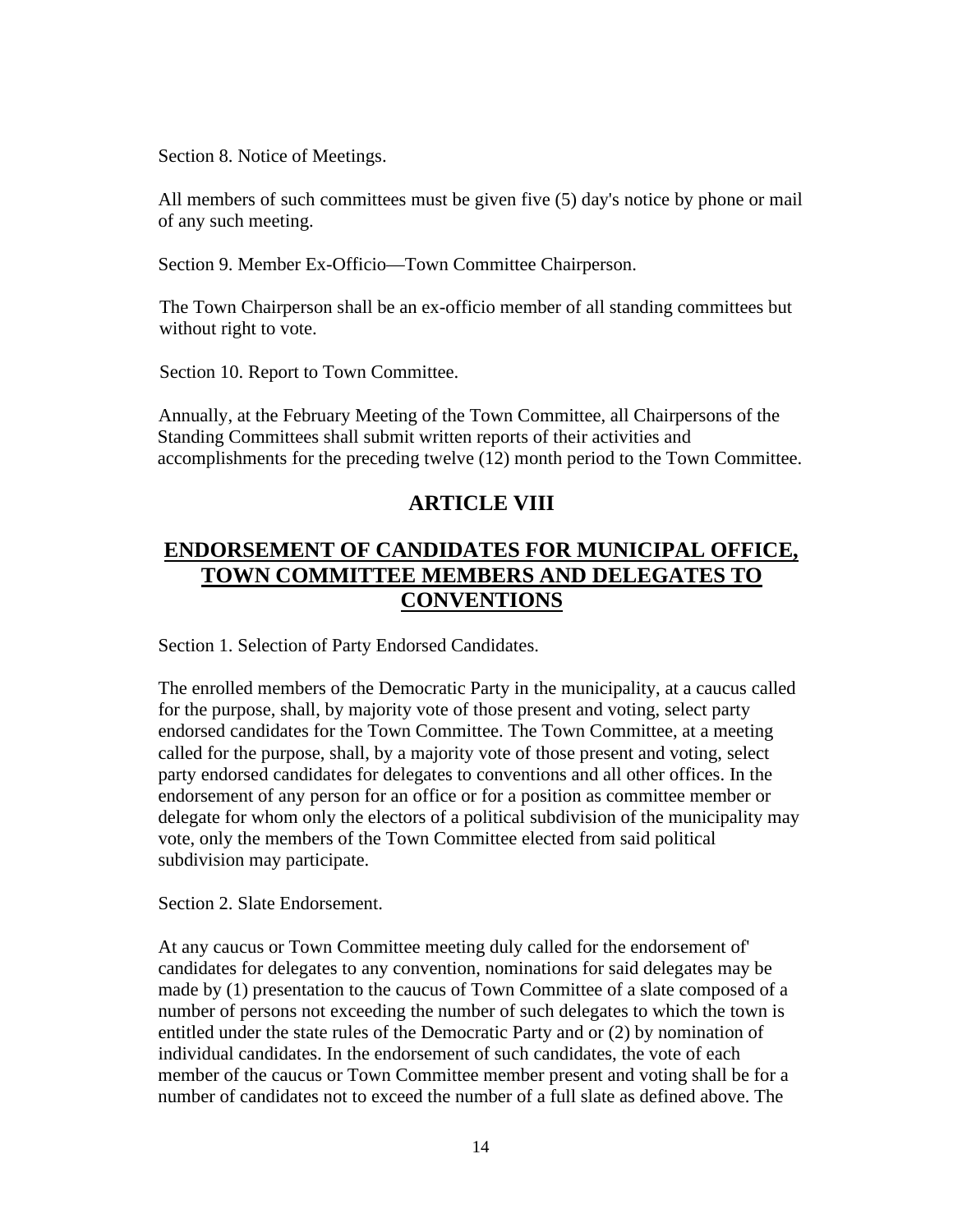Section 8. Notice of Meetings.

All members of such committees must be given five (5) day's notice by phone or mail of any such meeting.

Section 9. Member Ex-Officio—Town Committee Chairperson.

The Town Chairperson shall be an ex-officio member of all standing committees but without right to vote.

Section 10. Report to Town Committee.

Annually, at the February Meeting of the Town Committee, all Chairpersons of the Standing Committees shall submit written reports of their activities and accomplishments for the preceding twelve (12) month period to the Town Committee.

## ARTICLE VIII

## ENDORSEMENT OF CANDIDATES FOR MUNICIPAL OFFICE, TOWN COMMITTEE MEMBERS AND DELEGATES TO CONVENTIONS

Section 1. Selection of Party Endorsed Candidates.

The enrolled members of the Democratic Party in the municipality, at a caucus called for the purpose, shall, by majority vote of those present and voting, select party endorsed candidates for the Town Committee. The Town Committee, at a meeting called for the purpose, shall, by a majority vote of those present and voting, select party endorsed candidates for delegates to conventions and all other offices. In the endorsement of any person for an office or for a position as committee member or delegate for whom only the electors of a political subdivision of the municipality may vote, only the members of the Town Committee elected from said political subdivision may participate.

Section 2. Slate Endorsement.

At any caucus or Town Committee meeting duly called for the endorsement of' candidates for delegates to any convention, nominations for said delegates may be made by (1) presentation to the caucus of Town Committee of a slate composed of a number of persons not exceeding the number of such delegates to which the town is entitled under the state rules of the Democratic Party and or (2) by nomination of individual candidates. In the endorsement of such candidates, the vote of each member of the caucus or Town Committee member present and voting shall be for a number of candidates not to exceed the number of a full slate as defined above. The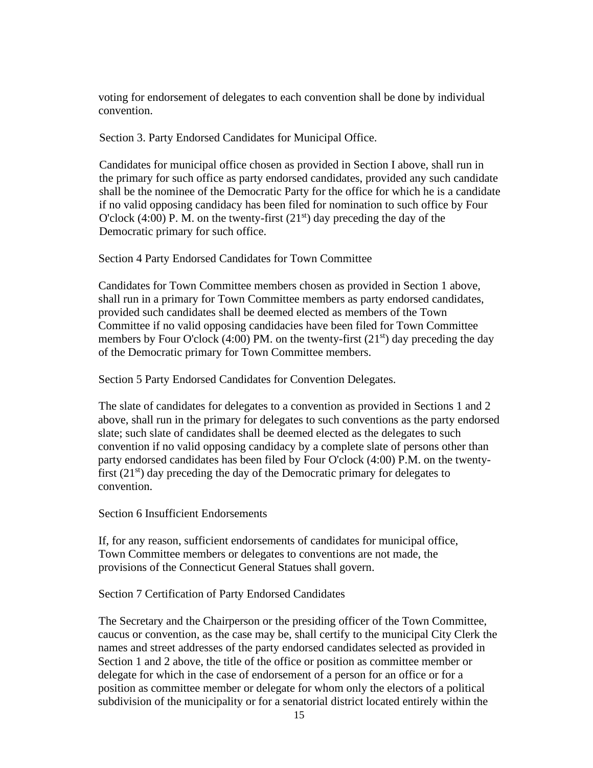voting for endorsement of delegates to each convention shall be done by individual convention.

Section 3. Party Endorsed Candidates for Municipal Office.

Candidates for municipal office chosen as provided in Section I above, shall run in the primary for such office as party endorsed candidates, provided any such candidate shall be the nominee of the Democratic Party for the office for which he is a candidate if no valid opposing candidacy has been filed for nomination to such office by Four O'clock (4:00) P. M. on the twenty-first (21st) day preceding the day of the Democratic primary for such office.

Section 4 Party Endorsed Candidates for Town Committee

Candidates for Town Committee members chosen as provided in Section 1 above, shall run in a primary for Town Committee members as party endorsed candidates, provided such candidates shall be deemed elected as members of the Town Committee if no valid opposing candidacies have been filed for Town Committee members by Four O'clock (4:00) PM. on the twenty-first (21st) day preceding the day of the Democratic primary for Town Committee members.

Section 5 Party Endorsed Candidates for Convention Delegates.

The slate of candidates for delegates to a convention as provided in Sections 1 and 2 above, shall run in the primary for delegates to such conventions as the party endorsed slate; such slate of candidates shall be deemed elected as the delegates to such convention if no valid opposing candidacy by a complete slate of persons other than party endorsed candidates has been filed by Four O'clock (4:00) P.M. on the twenty-first (21st) day preceding the day of the Democratic primary for delegates to convention.

Section 6 Insufficient Endorsements

If, for any reason, sufficient endorsements of candidates for municipal office, Town Committee members or delegates to conventions are not made, the provisions of the Connecticut General Statues shall govern.

Section 7 Certification of Party Endorsed Candidates

The Secretary and the Chairperson or the presiding officer of the Town Committee, caucus or convention, as the case may be, shall certify to the municipal City Clerk the names and street addresses of the party endorsed candidates selected as provided in Section 1 and 2 above, the title of the office or position as committee member or delegate for which in the case of endorsement of a person for an office or for a position as committee member or delegate for whom only the electors of a political subdivision of the municipality or for a senatorial district located entirely within the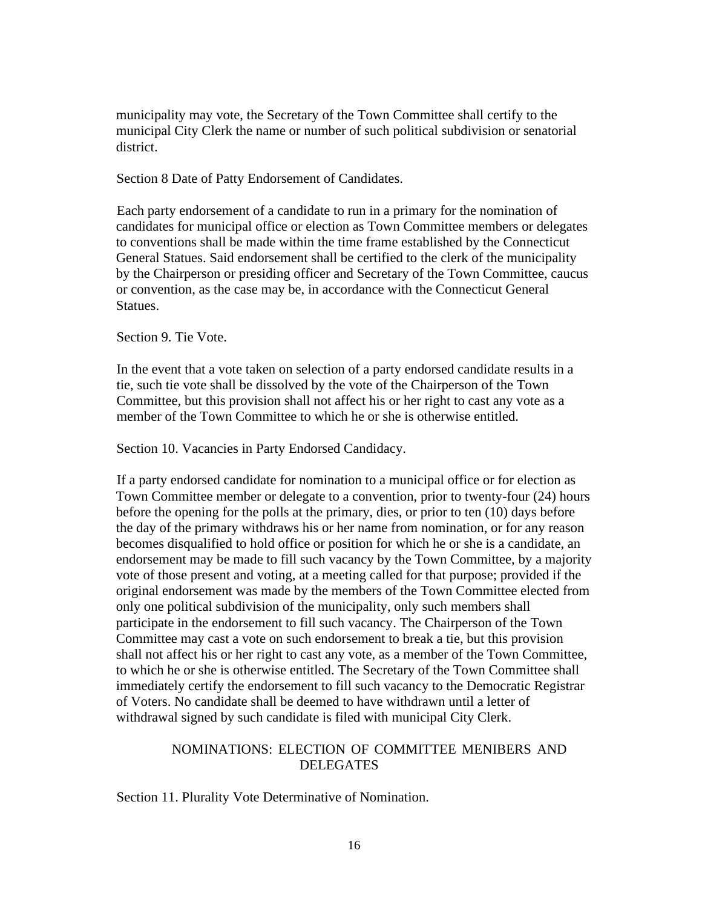municipality may vote, the Secretary of the Town Committee shall certify to the municipal City Clerk the name or number of such political subdivision or senatorial district.

Section 8 Date of Patty Endorsement of Candidates.

Each party endorsement of a candidate to run in a primary for the nomination of candidates for municipal office or election as Town Committee members or delegates to conventions shall be made within the time frame established by the Connecticut General Statues. Said endorsement shall be certified to the clerk of the municipality by the Chairperson or presiding officer and Secretary of the Town Committee, caucus or convention, as the case may be, in accordance with the Connecticut General Statues.

Section 9. Tie Vote.

In the event that a vote taken on selection of a party endorsed candidate results in a tie, such tie vote shall be dissolved by the vote of the Chairperson of the Town Committee, but this provision shall not affect his or her right to cast any vote as a member of the Town Committee to which he or she is otherwise entitled.

Section 10. Vacancies in Party Endorsed Candidacy.

If a party endorsed candidate for nomination to a municipal office or for election as Town Committee member or delegate to a convention, prior to twenty-four (24) hours before the opening for the polls at the primary, dies, or prior to ten (10) days before the day of the primary withdraws his or her name from nomination, or for any reason becomes disqualified to hold office or position for which he or she is a candidate, an endorsement may be made to fill such vacancy by the Town Committee, by a majority vote of those present and voting, at a meeting called for that purpose; provided if the original endorsement was made by the members of the Town Committee elected from only one political subdivision of the municipality, only such members shall participate in the endorsement to fill such vacancy. The Chairperson of the Town Committee may cast a vote on such endorsement to break a tie, but this provision shall not affect his or her right to cast any vote, as a member of the Town Committee, to which he or she is otherwise entitled. The Secretary of the Town Committee shall immediately certify the endorsement to fill such vacancy to the Democratic Registrar of Voters. No candidate shall be deemed to have withdrawn until a letter of withdrawal signed by such candidate is filed with municipal City Clerk.

## NOMINATIONS: ELECTION OF COMMITTEE MENIBERS AND DELEGATES

Section 11. Plurality Vote Determinative of Nomination.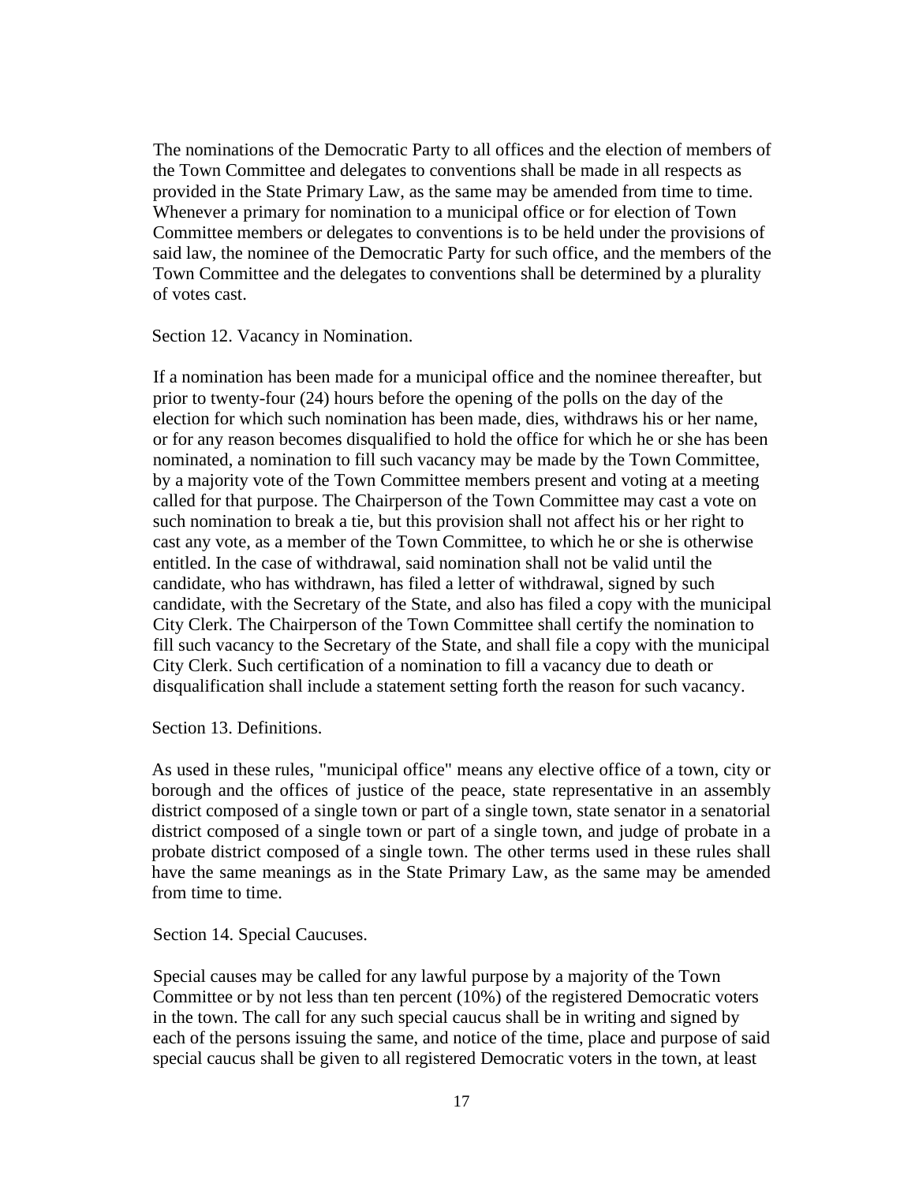The nominations of the Democratic Party to all offices and the election of members of the Town Committee and delegates to conventions shall be made in all respects as provided in the State Primary Law, as the same may be amended from time to time. Whenever a primary for nomination to a municipal office or for election of Town Committee members or delegates to conventions is to be held under the provisions of said law, the nominee of the Democratic Party for such office, and the members of the Town Committee and the delegates to conventions shall be determined by a plurality of votes cast.

Section 12. Vacancy in Nomination.

If a nomination has been made for a municipal office and the nominee thereafter, but prior to twenty-four (24) hours before the opening of the polls on the day of the election for which such nomination has been made, dies, withdraws his or her name, or for any reason becomes disqualified to hold the office for which he or she has been nominated, a nomination to fill such vacancy may be made by the Town Committee, by a majority vote of the Town Committee members present and voting at a meeting called for that purpose. The Chairperson of the Town Committee may cast a vote on such nomination to break a tie, but this provision shall not affect his or her right to cast any vote, as a member of the Town Committee, to which he or she is otherwise entitled. In the case of withdrawal, said nomination shall not be valid until the candidate, who has withdrawn, has filed a letter of withdrawal, signed by such candidate, with the Secretary of the State, and also has filed a copy with the municipal City Clerk. The Chairperson of the Town Committee shall certify the nomination to fill such vacancy to the Secretary of the State, and shall file a copy with the municipal City Clerk. Such certification of a nomination to fill a vacancy due to death or disqualification shall include a statement setting forth the reason for such vacancy.

Section 13. Definitions.

As used in these rules, "municipal office" means any elective office of a town, city or borough and the offices of justice of the peace, state representative in an assembly district composed of a single town or part of a single town, state senator in a senatorial district composed of a single town or part of a single town, and judge of probate in a probate district composed of a single town. The other terms used in these rules shall have the same meanings as in the State Primary Law, as the same may be amended from time to time.

Section 14. Special Caucuses.

Special causes may be called for any lawful purpose by a majority of the Town Committee or by not less than ten percent (10%) of the registered Democratic voters in the town. The call for any such special caucus shall be in writing and signed by each of the persons issuing the same, and notice of the time, place and purpose of said special caucus shall be given to all registered Democratic voters in the town, at least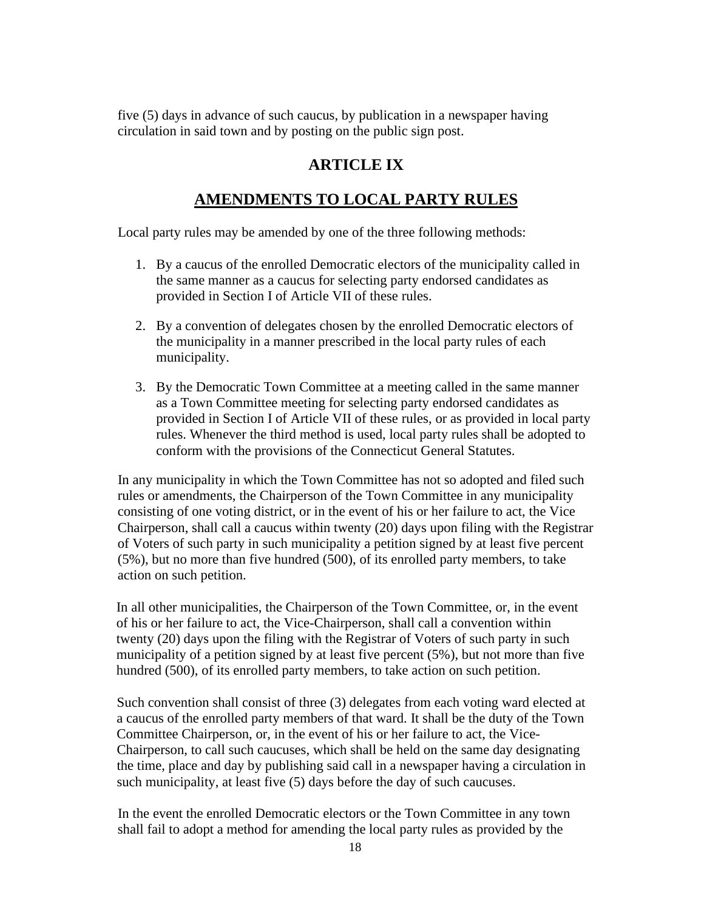five (5) days in advance of such caucus, by publication in a newspaper having circulation in said town and by posting on the public sign post.

# ARTICLE IX

# AMENDMENTS TO LOCAL PARTY RULES

Local party rules may be amended by one of the three following methods:

1. By a caucus of the enrolled Democratic electors of the municipality called in the same manner as a caucus for selecting party endorsed candidates as provided in Section I of Article VII of these rules.
2. By a convention of delegates chosen by the enrolled Democratic electors of the municipality in a manner prescribed in the local party rules of each municipality.
3. By the Democratic Town Committee at a meeting called in the same manner as a Town Committee meeting for selecting party endorsed candidates as provided in Section I of Article VII of these rules, or as provided in local party rules. Whenever the third method is used, local party rules shall be adopted to conform with the provisions of the Connecticut General Statutes.

In any municipality in which the Town Committee has not so adopted and filed such rules or amendments, the Chairperson of the Town Committee in any municipality consisting of one voting district, or in the event of his or her failure to act, the Vice Chairperson, shall call a caucus within twenty (20) days upon filing with the Registrar of Voters of such party in such municipality a petition signed by at least five percent (5%), but no more than five hundred (500), of its enrolled party members, to take action on such petition.

In all other municipalities, the Chairperson of the Town Committee, or, in the event of his or her failure to act, the Vice-Chairperson, shall call a convention within twenty (20) days upon the filing with the Registrar of Voters of such party in such municipality of a petition signed by at least five percent (5%), but not more than five hundred (500), of its enrolled party members, to take action on such petition.

Such convention shall consist of three (3) delegates from each voting ward elected at a caucus of the enrolled party members of that ward. It shall be the duty of the Town Committee Chairperson, or, in the event of his or her failure to act, the Vice-Chairperson, to call such caucuses, which shall be held on the same day designating the time, place and day by publishing said call in a newspaper having a circulation in such municipality, at least five (5) days before the day of such caucuses.

In the event the enrolled Democratic electors or the Town Committee in any town shall fail to adopt a method for amending the local party rules as provided by the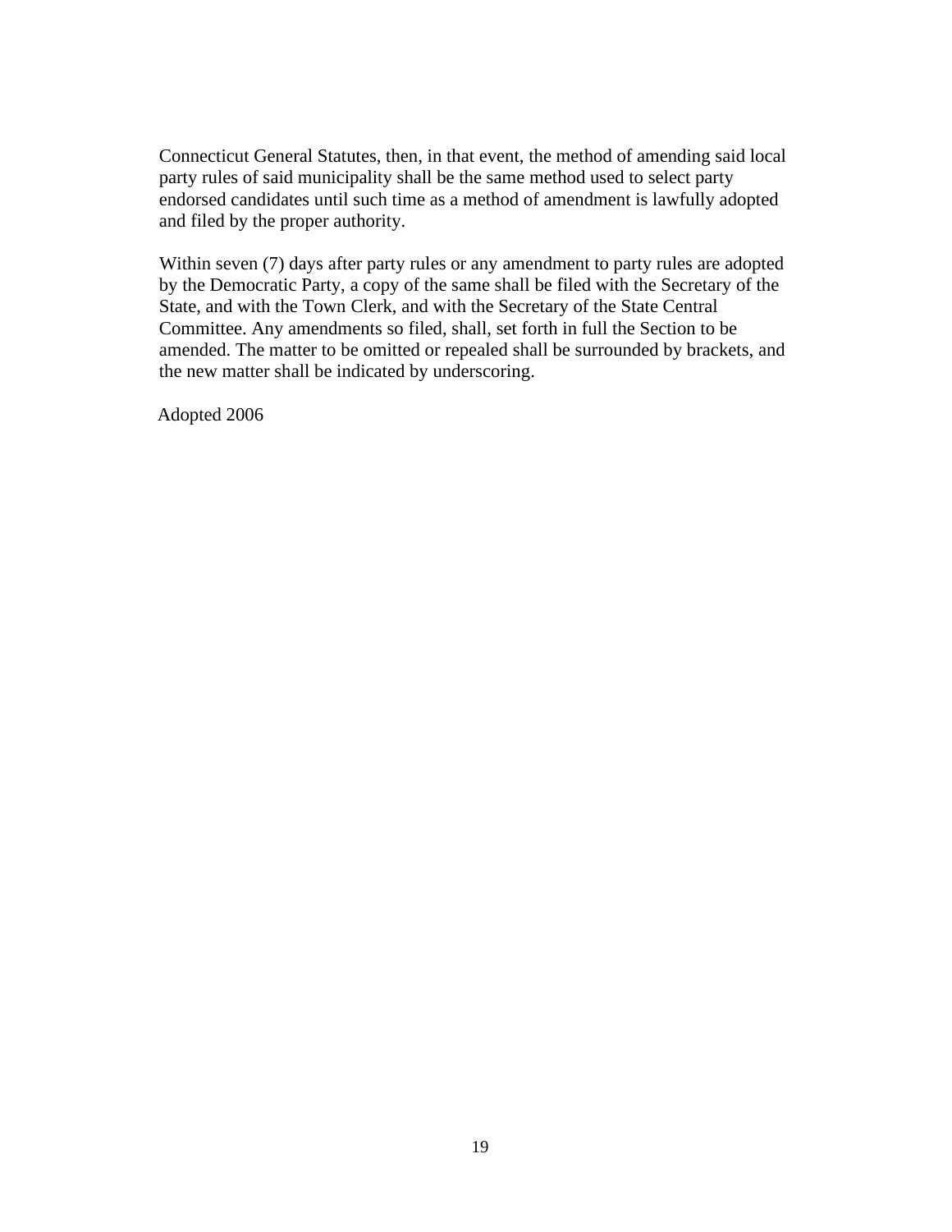Connecticut General Statutes, then, in that event, the method of amending said local party rules of said municipality shall be the same method used to select party endorsed candidates until such time as a method of amendment is lawfully adopted and filed by the proper authority.

Within seven (7) days after party rules or any amendment to party rules are adopted by the Democratic Party, a copy of the same shall be filed with the Secretary of the State, and with the Town Clerk, and with the Secretary of the State Central Committee. Any amendments so filed, shall, set forth in full the Section to be amended. The matter to be omitted or repealed shall be surrounded by brackets, and the new matter shall be indicated by underscoring.

Adopted 2006